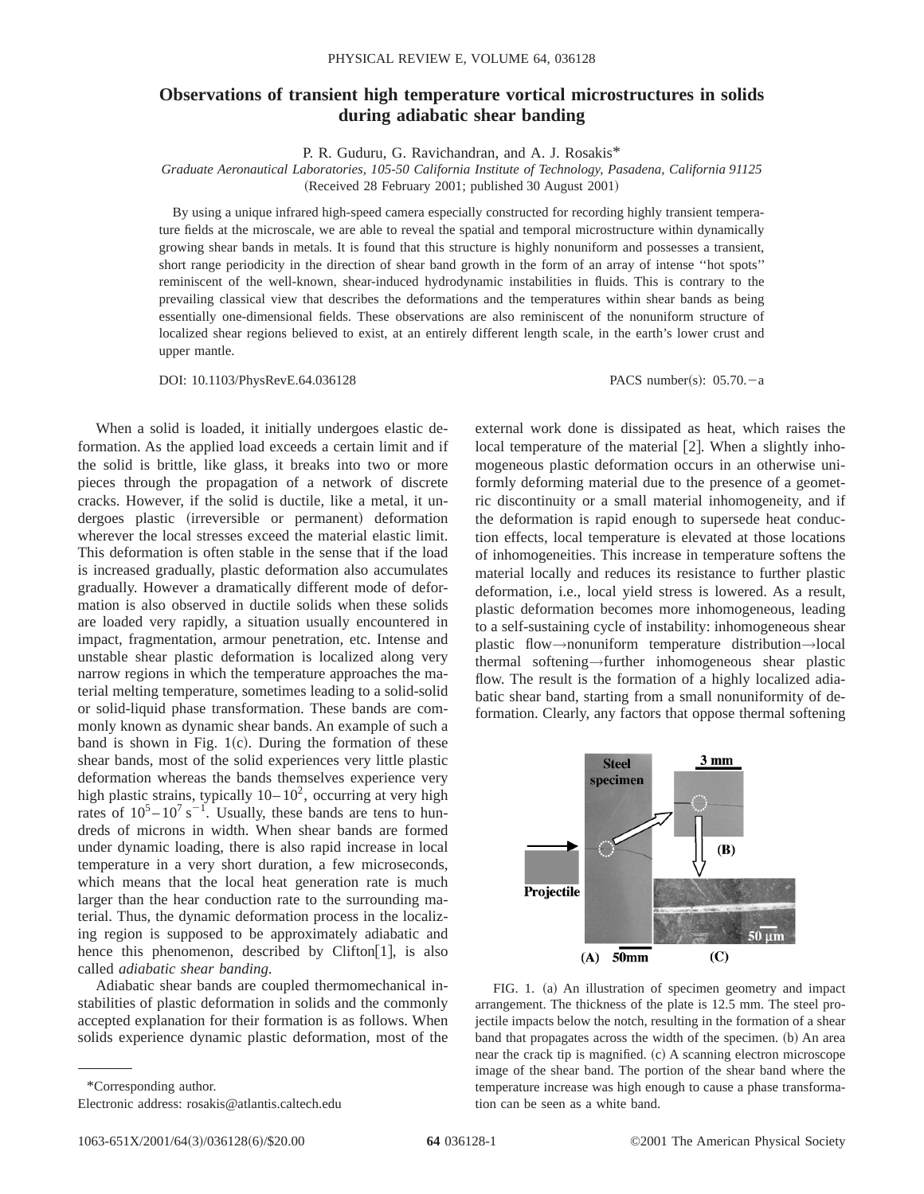# Observations of transient high temperature vortical microstructures in solids during adiabatic shear banding

P. R. Guduru, G. Ravichandran, and A. J. Rosakis*

*Graduate Aeronautical Laboratories, 105-50 California Institute of Technology, Pasadena, California 91125*

(Received 28 February 2001; published 30 August 2001)

By using a unique infrared high-speed camera especially constructed for recording highly transient temperature fields at the microscale, we are able to reveal the spatial and temporal microstructure within dynamically growing shear bands in metals. It is found that this structure is highly nonuniform and possesses a transient, short range periodicity in the direction of shear band growth in the form of an array of intense ''hot spots'' reminiscent of the well-known, shear-induced hydrodynamic instabilities in fluids. This is contrary to the prevailing classical view that describes the deformations and the temperatures within shear bands as being essentially one-dimensional fields. These observations are also reminiscent of the nonuniform structure of localized shear regions believed to exist, at an entirely different length scale, in the earth's lower crust and upper mantle.

DOI: 10.1103/PhysRevE.64.036128 PACS number(s): 05.70.−a

When a solid is loaded, it initially undergoes elastic deformation. As the applied load exceeds a certain limit and if the solid is brittle, like glass, it breaks into two or more pieces through the propagation of a network of discrete cracks. However, if the solid is ductile, like a metal, it undergoes plastic (irreversible or permanent) deformation wherever the local stresses exceed the material elastic limit. This deformation is often stable in the sense that if the load is increased gradually, plastic deformation also accumulates gradually. However a dramatically different mode of deformation is also observed in ductile solids when these solids are loaded very rapidly, a situation usually encountered in impact, fragmentation, armour penetration, etc. Intense and unstable shear plastic deformation is localized along very narrow regions in which the temperature approaches the material melting temperature, sometimes leading to a solid-solid or solid-liquid phase transformation. These bands are commonly known as dynamic shear bands. An example of such a band is shown in Fig. 1(c). During the formation of these shear bands, most of the solid experiences very little plastic deformation whereas the bands themselves experience very high plastic strains, typically $10-10^2$, occurring at very high rates of $10^5-10^7\ \mathrm{s}^{-1}$. Usually, these bands are tens to hundreds of microns in width. When shear bands are formed under dynamic loading, there is also rapid increase in local temperature in a very short duration, a few microseconds, which means that the local heat generation rate is much larger than the hear conduction rate to the surrounding material. Thus, the dynamic deformation process in the localizing region is supposed to be approximately adiabatic and hence this phenomenon, described by Clifton[1], is also called *adiabatic shear banding*.

Adiabatic shear bands are coupled thermomechanical instabilities of plastic deformation in solids and the commonly accepted explanation for their formation is as follows. When solids experience dynamic plastic deformation, most of the external work done is dissipated as heat, which raises the local temperature of the material [2]. When a slightly inhomogeneous plastic deformation occurs in an otherwise uniformly deforming material due to the presence of a geometric discontinuity or a small material inhomogeneity, and if the deformation is rapid enough to supersede heat conduction effects, local temperature is elevated at those locations of inhomogeneities. This increase in temperature softens the material locally and reduces its resistance to further plastic deformation, i.e., local yield stress is lowered. As a result, plastic deformation becomes more inhomogeneous, leading to a self-sustaining cycle of instability: inhomogeneous shear plastic flow→nonuniform temperature distribution→local thermal softening→further inhomogeneous shear plastic flow. The result is the formation of a highly localized adiabatic shear band, starting from a small nonuniformity of deformation. Clearly, any factors that oppose thermal softening

FIG. 1. (a) An illustration of specimen geometry and impact arrangement. The thickness of the plate is 12.5 mm. The steel projectile impacts below the notch, resulting in the formation of a shear band that propagates across the width of the specimen. (b) An area near the crack tip is magnified. (c) A scanning electron microscope image of the shear band. The portion of the shear band where the temperature increase was high enough to cause a phase transformation can be seen as a white band.

*Corresponding author.

Electronic address: rosakis@atlantis.caltech.edu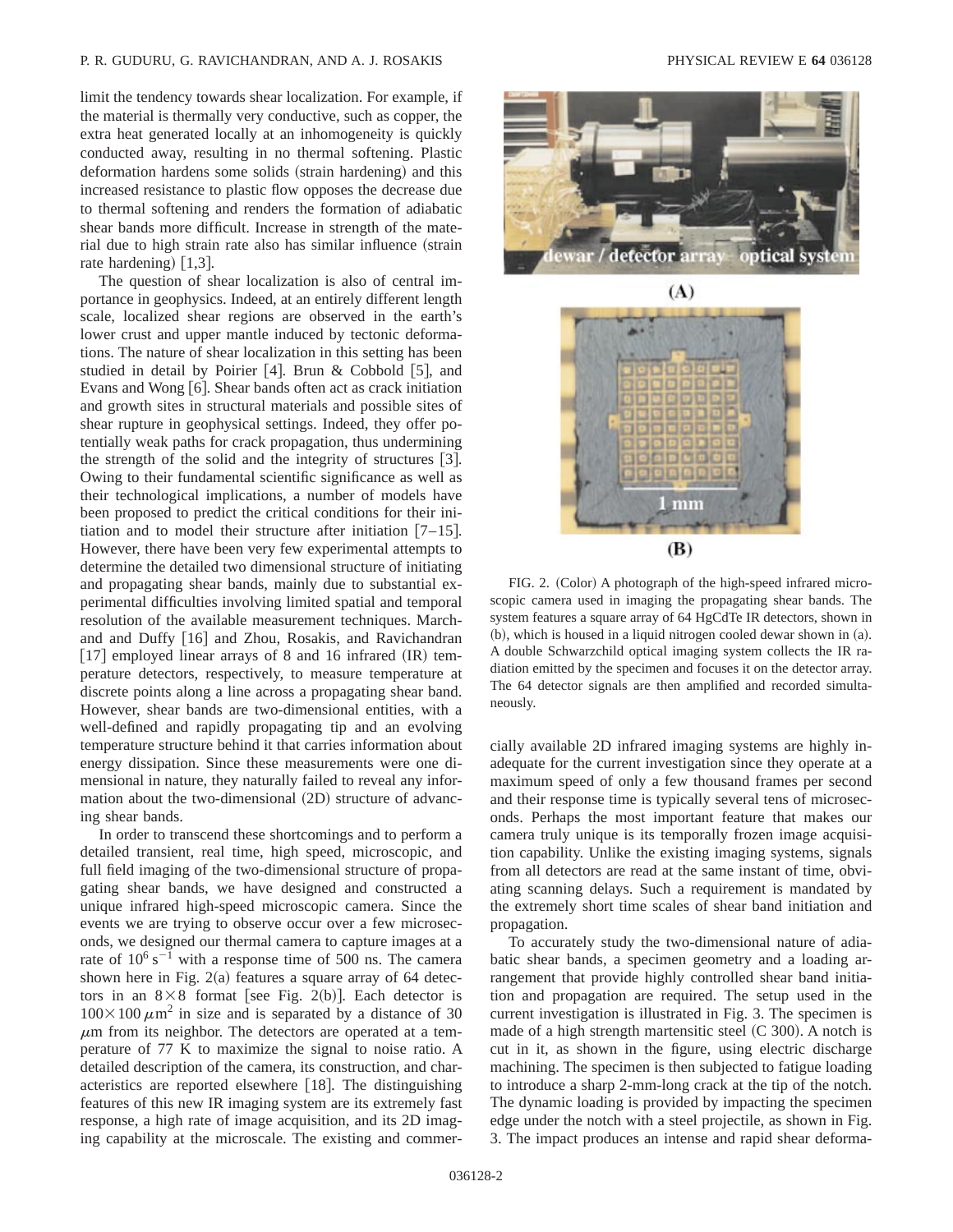limit the tendency towards shear localization. For example, if the material is thermally very conductive, such as copper, the extra heat generated locally at an inhomogeneity is quickly conducted away, resulting in no thermal softening. Plastic deformation hardens some solids (strain hardening) and this increased resistance to plastic flow opposes the decrease due to thermal softening and renders the formation of adiabatic shear bands more difficult. Increase in strength of the material due to high strain rate also has similar influence (strain rate hardening) [1,3].

The question of shear localization is also of central importance in geophysics. Indeed, at an entirely different length scale, localized shear regions are observed in the earth's lower crust and upper mantle induced by tectonic deformations. The nature of shear localization in this setting has been studied in detail by Poirier [4]. Brun & Cobbold [5], and Evans and Wong [6]. Shear bands often act as crack initiation and growth sites in structural materials and possible sites of shear rupture in geophysical settings. Indeed, they offer potentially weak paths for crack propagation, thus undermining the strength of the solid and the integrity of structures [3]. Owing to their fundamental scientific significance as well as their technological implications, a number of models have been proposed to predict the critical conditions for their initiation and to model their structure after initiation [7–15]. However, there have been very few experimental attempts to determine the detailed two dimensional structure of initiating and propagating shear bands, mainly due to substantial experimental difficulties involving limited spatial and temporal resolution of the available measurement techniques. Marchand and Duffy [16] and Zhou, Rosakis, and Ravichandran [17] employed linear arrays of 8 and 16 infrared (IR) temperature detectors, respectively, to measure temperature at discrete points along a line across a propagating shear band. However, shear bands are two-dimensional entities, with a well-defined and rapidly propagating tip and an evolving temperature structure behind it that carries information about energy dissipation. Since these measurements were one dimensional in nature, they naturally failed to reveal any information about the two-dimensional (2D) structure of advancing shear bands.

In order to transcend these shortcomings and to perform a detailed transient, real time, high speed, microscopic, and full field imaging of the two-dimensional structure of propagating shear bands, we have designed and constructed a unique infrared high-speed microscopic camera. Since the events we are trying to observe occur over a few microseconds, we designed our thermal camera to capture images at a rate of $10^6\,\mathrm{s}^{-1}$ with a response time of 500 ns. The camera shown here in Fig. 2(a) features a square array of 64 detectors in an $8\times 8$ format [see Fig. 2(b)]. Each detector is $100\times 100\,\mu\mathrm{m}^2$ in size and is separated by a distance of 30 $\mu$m from its neighbor. The detectors are operated at a temperature of 77 K to maximize the signal to noise ratio. A detailed description of the camera, its construction, and characteristics are reported elsewhere [18]. The distinguishing features of this new IR imaging system are its extremely fast response, a high rate of image acquisition, and its 2D imaging capability at the microscale. The existing and commercially available 2D infrared imaging systems are highly inadequate for the current investigation since they operate at a maximum speed of only a few thousand frames per second and their response time is typically several tens of microseconds. Perhaps the most important feature that makes our camera truly unique is its temporally frozen image acquisition capability. Unlike the existing imaging systems, signals from all detectors are read at the same instant of time, obviating scanning delays. Such a requirement is mandated by the extremely short time scales of shear band initiation and propagation.

FIG. 2. (Color) A photograph of the high-speed infrared microscopic camera used in imaging the propagating shear bands. The system features a square array of 64 HgCdTe IR detectors, shown in (b), which is housed in a liquid nitrogen cooled dewar shown in (a). A double Schwarzchild optical imaging system collects the IR radiation emitted by the specimen and focuses it on the detector array. The 64 detector signals are then amplified and recorded simultaneously.

To accurately study the two-dimensional nature of adiabatic shear bands, a specimen geometry and a loading arrangement that provide highly controlled shear band initiation and propagation are required. The setup used in the current investigation is illustrated in Fig. 3. The specimen is made of a high strength martensitic steel (C 300). A notch is cut in it, as shown in the figure, using electric discharge machining. The specimen is then subjected to fatigue loading to introduce a sharp 2-mm-long crack at the tip of the notch. The dynamic loading is provided by impacting the specimen edge under the notch with a steel projectile, as shown in Fig. 3. The impact produces an intense and rapid shear deforma-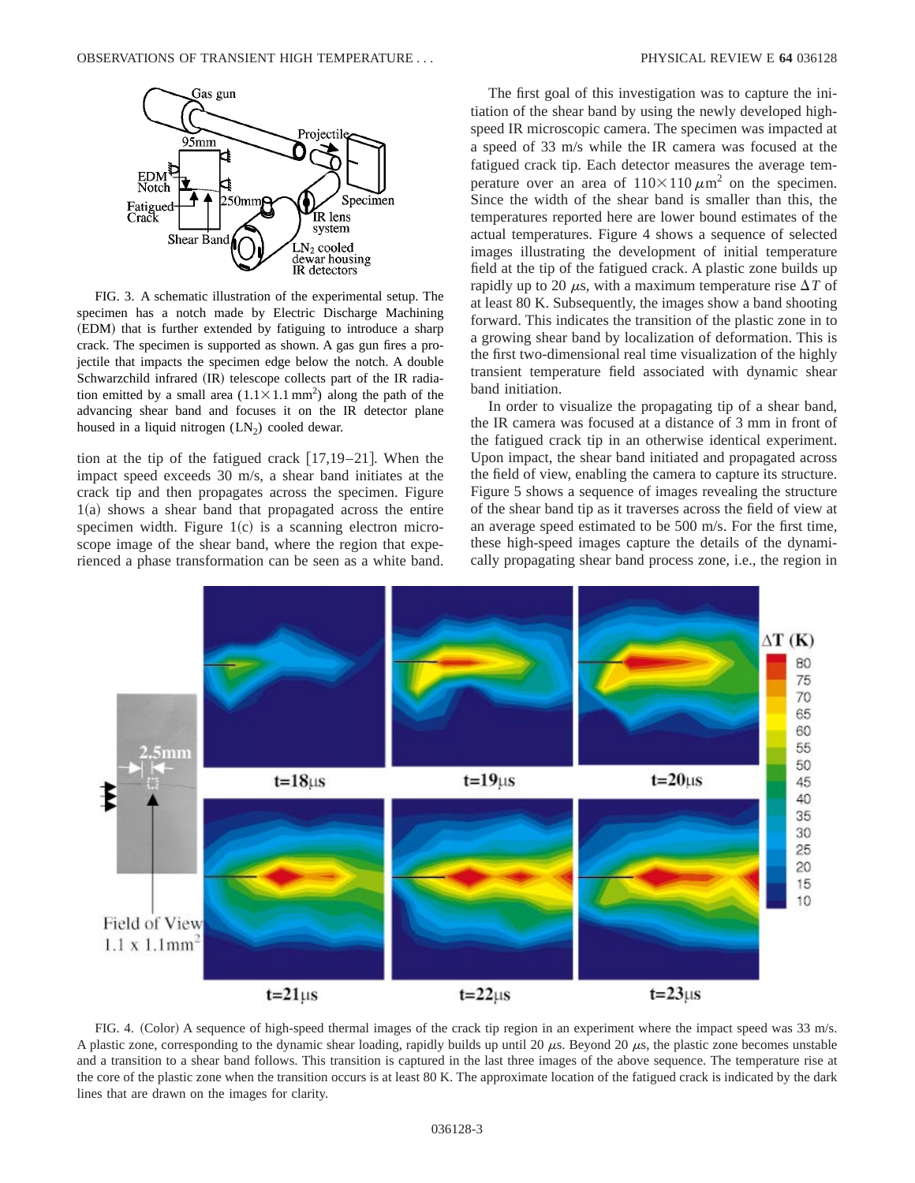FIG. 3. A schematic illustration of the experimental setup. The specimen has a notch made by Electric Discharge Machining (EDM) that is further extended by fatiguing to introduce a sharp crack. The specimen is supported as shown. A gas gun fires a projectile that impacts the specimen edge below the notch. A double Schwarzchild infrared (IR) telescope collects part of the IR radiation emitted by a small area ($1.1\times1.1$ mm$^2$) along the path of the advancing shear band and focuses it on the IR detector plane housed in a liquid nitrogen ($LN_2$) cooled dewar.

tion at the tip of the fatigued crack [17,19–21]. When the impact speed exceeds 30 m/s, a shear band initiates at the crack tip and then propagates across the specimen. Figure 1(a) shows a shear band that propagated across the entire specimen width. Figure 1(c) is a scanning electron microscope image of the shear band, where the region that experienced a phase transformation can be seen as a white band.

The first goal of this investigation was to capture the initiation of the shear band by using the newly developed high-speed IR microscopic camera. The specimen was impacted at a speed of 33 m/s while the IR camera was focused at the fatigued crack tip. Each detector measures the average temperature over an area of $110\times110\,\mu$m$^2$ on the specimen. Since the width of the shear band is smaller than this, the temperatures reported here are lower bound estimates of the actual temperatures. Figure 4 shows a sequence of selected images illustrating the development of initial temperature field at the tip of the fatigued crack. A plastic zone builds up rapidly up to 20 $\mu$s, with a maximum temperature rise $\Delta T$ of at least 80 K. Subsequently, the images show a band shooting forward. This indicates the transition of the plastic zone in to a growing shear band by localization of deformation. This is the first two-dimensional real time visualization of the highly transient temperature field associated with dynamic shear band initiation.

In order to visualize the propagating tip of a shear band, the IR camera was focused at a distance of 3 mm in front of the fatigued crack tip in an otherwise identical experiment. Upon impact, the shear band initiated and propagated across the field of view, enabling the camera to capture its structure. Figure 5 shows a sequence of images revealing the structure of the shear band tip as it traverses across the field of view at an average speed estimated to be 500 m/s. For the first time, these high-speed images capture the details of the dynamically propagating shear band process zone, i.e., the region in

FIG. 4. (Color) A sequence of high-speed thermal images of the crack tip region in an experiment where the impact speed was 33 m/s. A plastic zone, corresponding to the dynamic shear loading, rapidly builds up until 20 $\mu$s. Beyond 20 $\mu$s, the plastic zone becomes unstable and a transition to a shear band follows. This transition is captured in the last three images of the above sequence. The temperature rise at the core of the plastic zone when the transition occurs is at least 80 K. The approximate location of the fatigued crack is indicated by the dark lines that are drawn on the images for clarity.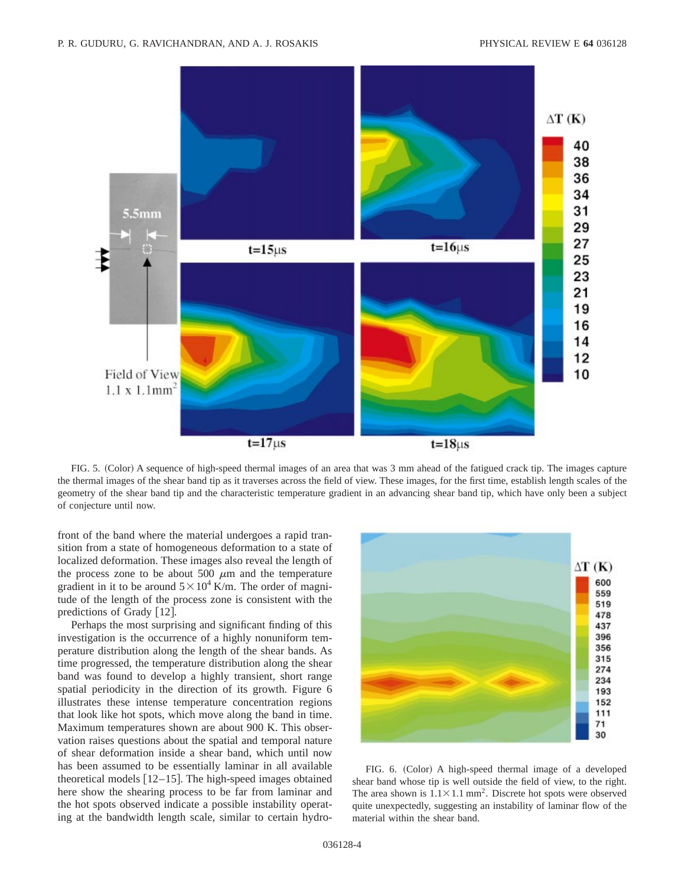FIG. 5. (Color) A sequence of high-speed thermal images of an area that was 3 mm ahead of the fatigued crack tip. The images capture the thermal images of the shear band tip as it traverses across the field of view. These images, for the first time, establish length scales of the geometry of the shear band tip and the characteristic temperature gradient in an advancing shear band tip, which have only been a subject of conjecture until now.

front of the band where the material undergoes a rapid transition from a state of homogeneous deformation to a state of localized deformation. These images also reveal the length of the process zone to be about 500 $\mu$m and the temperature gradient in it to be around $5\times10^4$ K/m. The order of magnitude of the length of the process zone is consistent with the predictions of Grady [12].

Perhaps the most surprising and significant finding of this investigation is the occurrence of a highly nonuniform temperature distribution along the length of the shear bands. As time progressed, the temperature distribution along the shear band was found to develop a highly transient, short range spatial periodicity in the direction of its growth. Figure 6 illustrates these intense temperature concentration regions that look like hot spots, which move along the band in time. Maximum temperatures shown are about 900 K. This observation raises questions about the spatial and temporal nature of shear deformation inside a shear band, which until now has been assumed to be essentially laminar in all available theoretical models [12–15]. The high-speed images obtained here show the shearing process to be far from laminar and the hot spots observed indicate a possible instability operating at the bandwidth length scale, similar to certain hydro-

FIG. 6. (Color) A high-speed thermal image of a developed shear band whose tip is well outside the field of view, to the right. The area shown is $1.1\times1.1$ mm$^2$. Discrete hot spots were observed quite unexpectedly, suggesting an instability of laminar flow of the material within the shear band.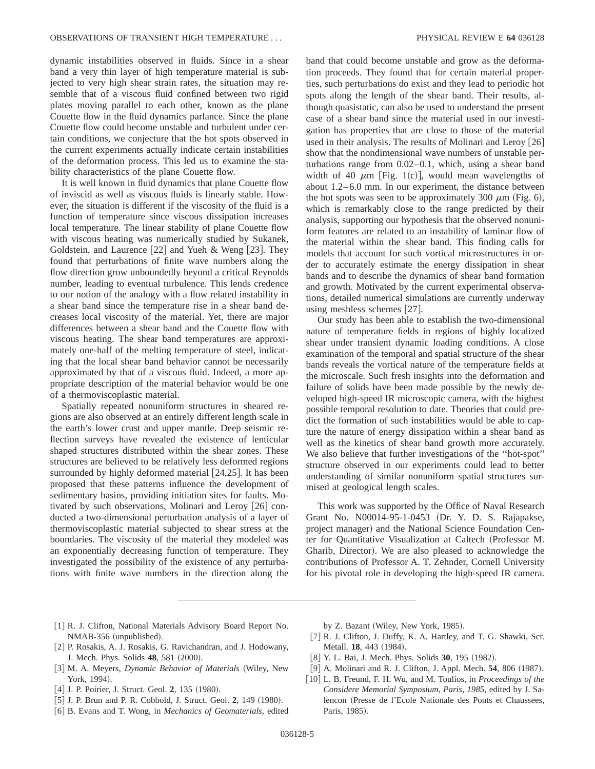dynamic instabilities observed in fluids. Since in a shear band a very thin layer of high temperature material is subjected to very high shear strain rates, the situation may resemble that of a viscous fluid confined between two rigid plates moving parallel to each other, known as the plane Couette flow in the fluid dynamics parlance. Since the plane Couette flow could become unstable and turbulent under certain conditions, we conjecture that the hot spots observed in the current experiments actually indicate certain instabilities of the deformation process. This led us to examine the stability characteristics of the plane Couette flow.

It is well known in fluid dynamics that plane Couette flow of inviscid as well as viscous fluids is linearly stable. However, the situation is different if the viscosity of the fluid is a function of temperature since viscous dissipation increases local temperature. The linear stability of plane Couette flow with viscous heating was numerically studied by Sukanek, Goldstein, and Laurence [22] and Yueh & Weng [23]. They found that perturbations of finite wave numbers along the flow direction grow unboundedly beyond a critical Reynolds number, leading to eventual turbulence. This lends credence to our notion of the analogy with a flow related instability in a shear band since the temperature rise in a shear band decreases local viscosity of the material. Yet, there are major differences between a shear band and the Couette flow with viscous heating. The shear band temperatures are approximately one-half of the melting temperature of steel, indicating that the local shear band behavior cannot be necessarily approximated by that of a viscous fluid. Indeed, a more appropriate description of the material behavior would be one of a thermoviscoplastic material.

Spatially repeated nonuniform structures in sheared regions are also observed at an entirely different length scale in the earth's lower crust and upper mantle. Deep seismic reflection surveys have revealed the existence of lenticular shaped structures distributed within the shear zones. These structures are believed to be relatively less deformed regions surrounded by highly deformed material [24,25]. It has been proposed that these patterns influence the development of sedimentary basins, providing initiation sites for faults. Motivated by such observations, Molinari and Leroy [26] conducted a two-dimensional perturbation analysis of a layer of thermoviscoplastic material subjected to shear stress at the boundaries. The viscosity of the material they modeled was an exponentially decreasing function of temperature. They investigated the possibility of the existence of any perturbations with finite wave numbers in the direction along the band that could become unstable and grow as the deformation proceeds. They found that for certain material properties, such perturbations do exist and they lead to periodic hot spots along the length of the shear band. Their results, although quasistatic, can also be used to understand the present case of a shear band since the material used in our investigation has properties that are close to those of the material used in their analysis. The results of Molinari and Leroy [26] show that the nondimensional wave numbers of unstable perturbations range from 0.02–0.1, which, using a shear band width of 40 $\mu$m [Fig. 1(c)], would mean wavelengths of about 1.2–6.0 mm. In our experiment, the distance between the hot spots was seen to be approximately 300 $\mu$m (Fig. 6), which is remarkably close to the range predicted by their analysis, supporting our hypothesis that the observed nonuniform features are related to an instability of laminar flow of the material within the shear band. This finding calls for models that account for such vortical microstructures in order to accurately estimate the energy dissipation in shear bands and to describe the dynamics of shear band formation and growth. Motivated by the current experimental observations, detailed numerical simulations are currently underway using meshless schemes [27].

Our study has been able to establish the two-dimensional nature of temperature fields in regions of highly localized shear under transient dynamic loading conditions. A close examination of the temporal and spatial structure of the shear bands reveals the vortical nature of the temperature fields at the microscale. Such fresh insights into the deformation and failure of solids have been made possible by the newly developed high-speed IR microscopic camera, with the highest possible temporal resolution to date. Theories that could predict the formation of such instabilities would be able to capture the nature of energy dissipation within a shear band as well as the kinetics of shear band growth more accurately. We also believe that further investigations of the "hot-spot" structure observed in our experiments could lead to better understanding of similar nonuniform spatial structures surmised at geological length scales.

This work was supported by the Office of Naval Research Grant No. N00014-95-1-0453 (Dr. Y. D. S. Rajapakse, project manager) and the National Science Foundation Center for Quantitative Visualization at Caltech (Professor M. Gharib, Director). We are also pleased to acknowledge the contributions of Professor A. T. Zehnder, Cornell University for his pivotal role in developing the high-speed IR camera.

---

[1] R. J. Clifton, National Materials Advisory Board Report No. NMAB-356 (unpublished).

[2] P. Rosakis, A. J. Rosakis, G. Ravichandran, and J. Hodowany, J. Mech. Phys. Solids **48**, 581 (2000).

[3] M. A. Meyers, *Dynamic Behavior of Materials* (Wiley, New York, 1994).

[4] J. P. Poirier, J. Struct. Geol. **2**, 135 (1980).

[5] J. P. Brun and P. R. Cobbold, J. Struct. Geol. **2**, 149 (1980).

[6] B. Evans and T. Wong, in *Mechanics of Geomaterials*, edited by Z. Bazant (Wiley, New York, 1985).

[7] R. J. Clifton, J. Duffy, K. A. Hartley, and T. G. Shawki, Scr. Metall. **18**, 443 (1984).

[8] Y. L. Bai, J. Mech. Phys. Solids **30**, 195 (1982).

[9] A. Molinari and R. J. Clifton, J. Appl. Mech. **54**, 806 (1987).

[10] L. B. Freund, F. H. Wu, and M. Toulios, in *Proceedings of the Considere Memorial Symposium, Paris, 1985*, edited by J. Salencon (Presse de l'Ecole Nationale des Ponts et Chaussees, Paris, 1985).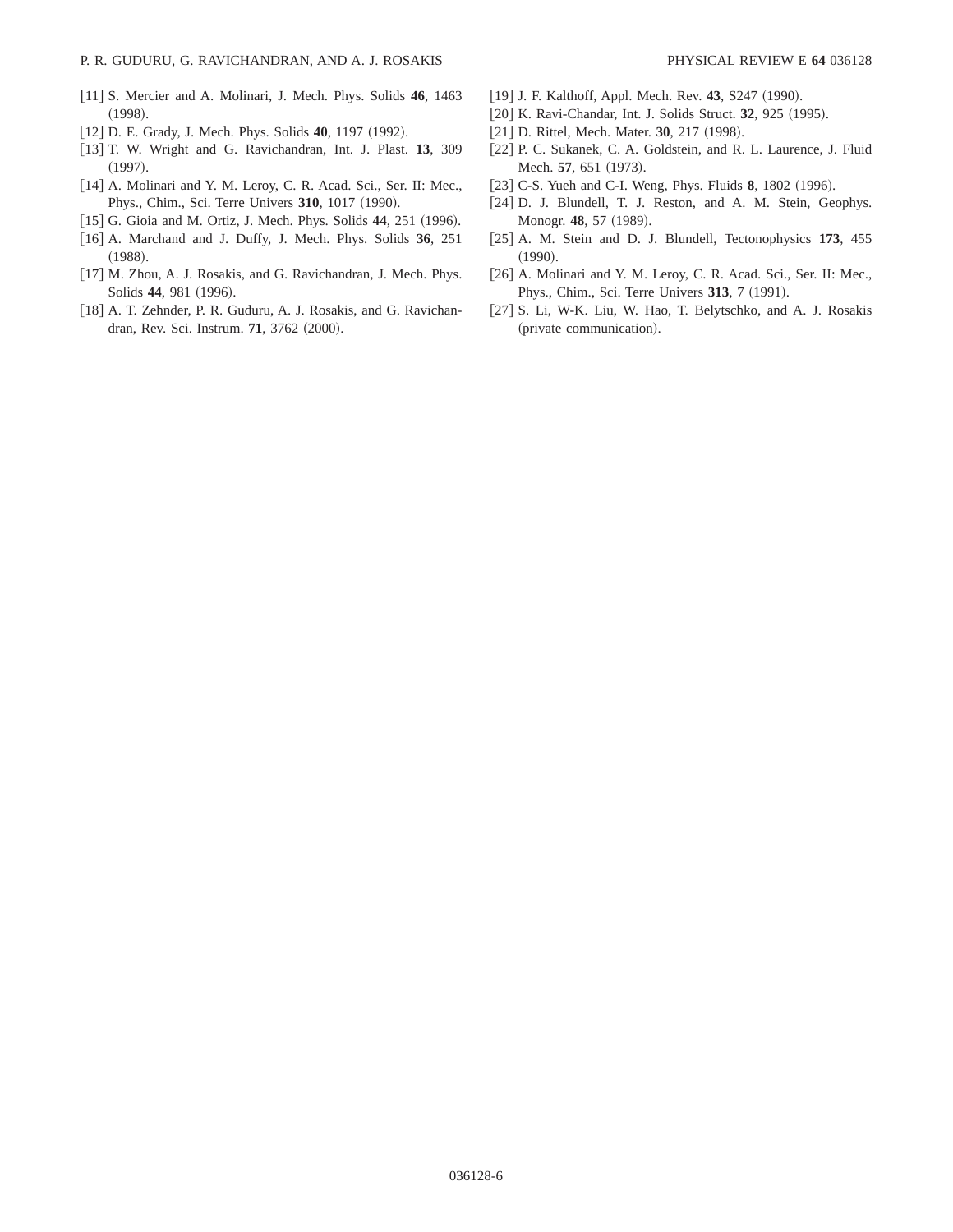[11] S. Mercier and A. Molinari, J. Mech. Phys. Solids **46**, 1463 (1998).

[12] D. E. Grady, J. Mech. Phys. Solids **40**, 1197 (1992).

[13] T. W. Wright and G. Ravichandran, Int. J. Plast. **13**, 309 (1997).

[14] A. Molinari and Y. M. Leroy, C. R. Acad. Sci., Ser. II: Mec., Phys., Chim., Sci. Terre Univers **310**, 1017 (1990).

[15] G. Gioia and M. Ortiz, J. Mech. Phys. Solids **44**, 251 (1996).

[16] A. Marchand and J. Duffy, J. Mech. Phys. Solids **36**, 251 (1988).

[17] M. Zhou, A. J. Rosakis, and G. Ravichandran, J. Mech. Phys. Solids **44**, 981 (1996).

[18] A. T. Zehnder, P. R. Guduru, A. J. Rosakis, and G. Ravichandran, Rev. Sci. Instrum. **71**, 3762 (2000).

[19] J. F. Kalthoff, Appl. Mech. Rev. **43**, S247 (1990).

[20] K. Ravi-Chandar, Int. J. Solids Struct. **32**, 925 (1995).

[21] D. Rittel, Mech. Mater. **30**, 217 (1998).

[22] P. C. Sukanek, C. A. Goldstein, and R. L. Laurence, J. Fluid Mech. **57**, 651 (1973).

[23] C-S. Yueh and C-I. Weng, Phys. Fluids **8**, 1802 (1996).

[24] D. J. Blundell, T. J. Reston, and A. M. Stein, Geophys. Monogr. **48**, 57 (1989).

[25] A. M. Stein and D. J. Blundell, Tectonophysics **173**, 455 (1990).

[26] A. Molinari and Y. M. Leroy, C. R. Acad. Sci., Ser. II: Mec., Phys., Chim., Sci. Terre Univers **313**, 7 (1991).

[27] S. Li, W-K. Liu, W. Hao, T. Belytschko, and A. J. Rosakis (private communication).